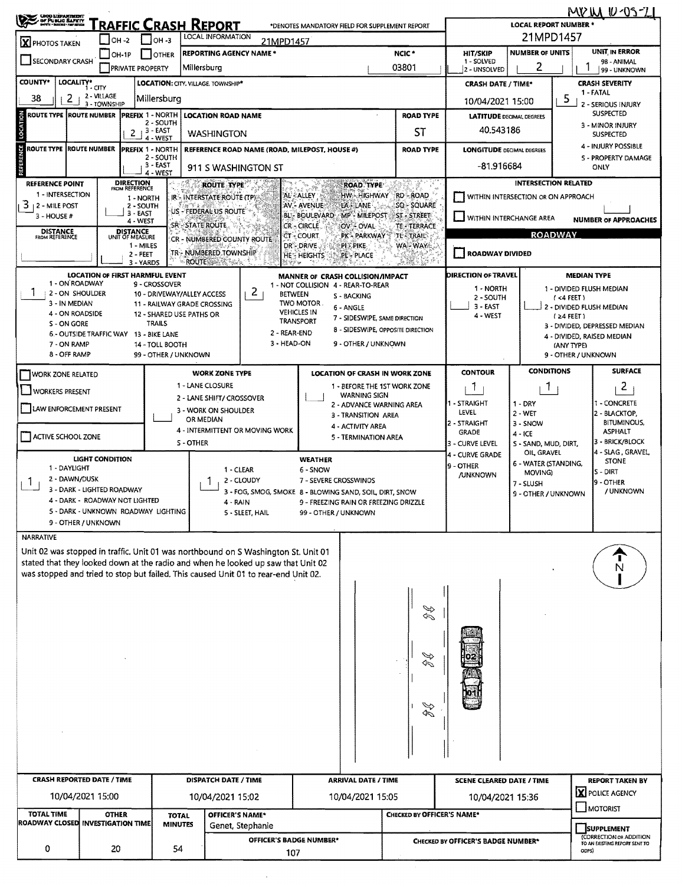MPIM 10-05-21

# TRAFFIC CRASH REPORT

*DENOTES MANDATORY FIELD FOR SUPPLEMENT REPORT

| Field | Value |
|---|---|
| LOCAL REPORT NUMBER * | 21MPD1457 |
| PHOTOS TAKEN | X |
| LOCAL INFORMATION | 21MPD1457 |
| REPORTING AGENCY NAME * | Millersburg |
| NCIC * | 03801 |
| HIT/SKIP (1 - SOLVED, 2 - UNSOLVED) | |
| NUMBER OF UNITS | 2 |
| UNIT IN ERROR (98 - ANIMAL, 99 - UNKNOWN) | 1 |
| COUNTY* | 38 |
| LOCALITY* (1 - CITY, 2 - VILLAGE, 3 - TOWNSHIP) | 2 |
| LOCATION: CITY, VILLAGE, TOWNSHIP* | Millersburg |
| CRASH DATE / TIME* | 10/04/2021 15:00 |
| CRASH SEVERITY (1 - FATAL, 2 - SERIOUS INJURY SUSPECTED, 3 - MINOR INJURY SUSPECTED, 4 - INJURY POSSIBLE, 5 - PROPERTY DAMAGE ONLY) | 5 |

## LOCATION

| ROUTE TYPE | ROUTE NUMBER | PREFIX (1 - NORTH, 2 - SOUTH, 3 - EAST, 4 - WEST) | LOCATION ROAD NAME | ROAD TYPE | LATITUDE DECIMAL DEGREES |
|---|---|---|---|---|---|
| | | 2 | WASHINGTON | ST | 40.543186 |

## REFERENCE

| ROUTE TYPE | ROUTE NUMBER | PREFIX | REFERENCE ROAD NAME (ROAD, MILEPOST, HOUSE #) | ROAD TYPE | LONGITUDE DECIMAL DEGREES |
|---|---|---|---|---|---|
| | | | 911 S WASHINGTON ST | | -81.916684 |

| Field | Value |
|---|---|
| REFERENCE POINT (1 - INTERSECTION, 2 - MILE POST, 3 - HOUSE #) | 3 |
| DIRECTION FROM REFERENCE | |
| DISTANCE FROM REFERENCE | |
| DISTANCE UNIT OF MEASURE | |

ROUTE TYPE: IR - INTERSTATE ROUTE (TP), US - FEDERAL US ROUTE, SR - STATE ROUTE, CR - NUMBERED COUNTY ROUTE, TR - NUMBERED TOWNSHIP ROUTE

ROAD TYPE: AL - ALLEY, AV - AVENUE, BL - BOULEVARD, CR - CIRCLE, CT - COURT, DR - DRIVE, HE - HEIGHTS, HW - HIGHWAY, LA - LANE, MP - MILEPOST, OV - OVAL, PK - PARKWAY, PI - PIKE, PL - PLACE, RD - ROAD, SQ - SQUARE, ST - STREET, TE - TERRACE, TL - TRAIL, WA - WAY

## INTERSECTION RELATED

- [ ] WITHIN INTERSECTION OR ON APPROACH
- [ ] WITHIN INTERCHANGE AREA
- NUMBER OF APPROACHES:

## ROADWAY

- [ ] ROADWAY DIVIDED

| Field | Value |
|---|---|
| LOCATION OF FIRST HARMFUL EVENT | 1 - ON ROADWAY |
| MANNER OF CRASH COLLISION/IMPACT | 2 - REAR-END |
| DIRECTION OF TRAVEL | |
| MEDIAN TYPE | |

- [ ] WORK ZONE RELATED
- [ ] WORKERS PRESENT
- [ ] LAW ENFORCEMENT PRESENT
- [ ] ACTIVE SCHOOL ZONE

| Field | Value |
|---|---|
| WORK ZONE TYPE | |
| LOCATION OF CRASH IN WORK ZONE | |
| CONTOUR | 1 - STRAIGHT LEVEL |
| CONDITIONS | 1 - DRY |
| SURFACE | 2 - BLACKTOP, BITUMINOUS, ASPHALT |
| LIGHT CONDITION | 1 - DAYLIGHT |
| WEATHER | 1 - CLEAR |

## NARRATIVE

Unit 02 was stopped in traffic. Unit 01 was northbound on S Washington St. Unit 01 stated that they looked down at the radio and when he looked up saw that Unit 02 was stopped and tried to stop but failed. This caused Unit 01 to rear-end Unit 02.

| CRASH REPORTED DATE / TIME | DISPATCH DATE / TIME | ARRIVAL DATE / TIME | SCENE CLEARED DATE / TIME | REPORT TAKEN BY |
|---|---|---|---|---|
| 10/04/2021 15:00 | 10/04/2021 15:02 | 10/04/2021 15:05 | 10/04/2021 15:36 | X POLICE AGENCY |

| TOTAL TIME ROADWAY CLOSED | OTHER INVESTIGATION TIME | TOTAL MINUTES | OFFICER'S NAME* | OFFICER'S BADGE NUMBER* | CHECKED BY OFFICER'S NAME* | CHECKED BY OFFICER'S BADGE NUMBER* |
|---|---|---|---|---|---|---|
| 0 | 20 | 54 | Genet, Stephanie | 107 | | |

- [ ] SUPPLEMENT (CORRECTION OR ADDITION TO AN EXISTING REPORT SENT TO ODPS)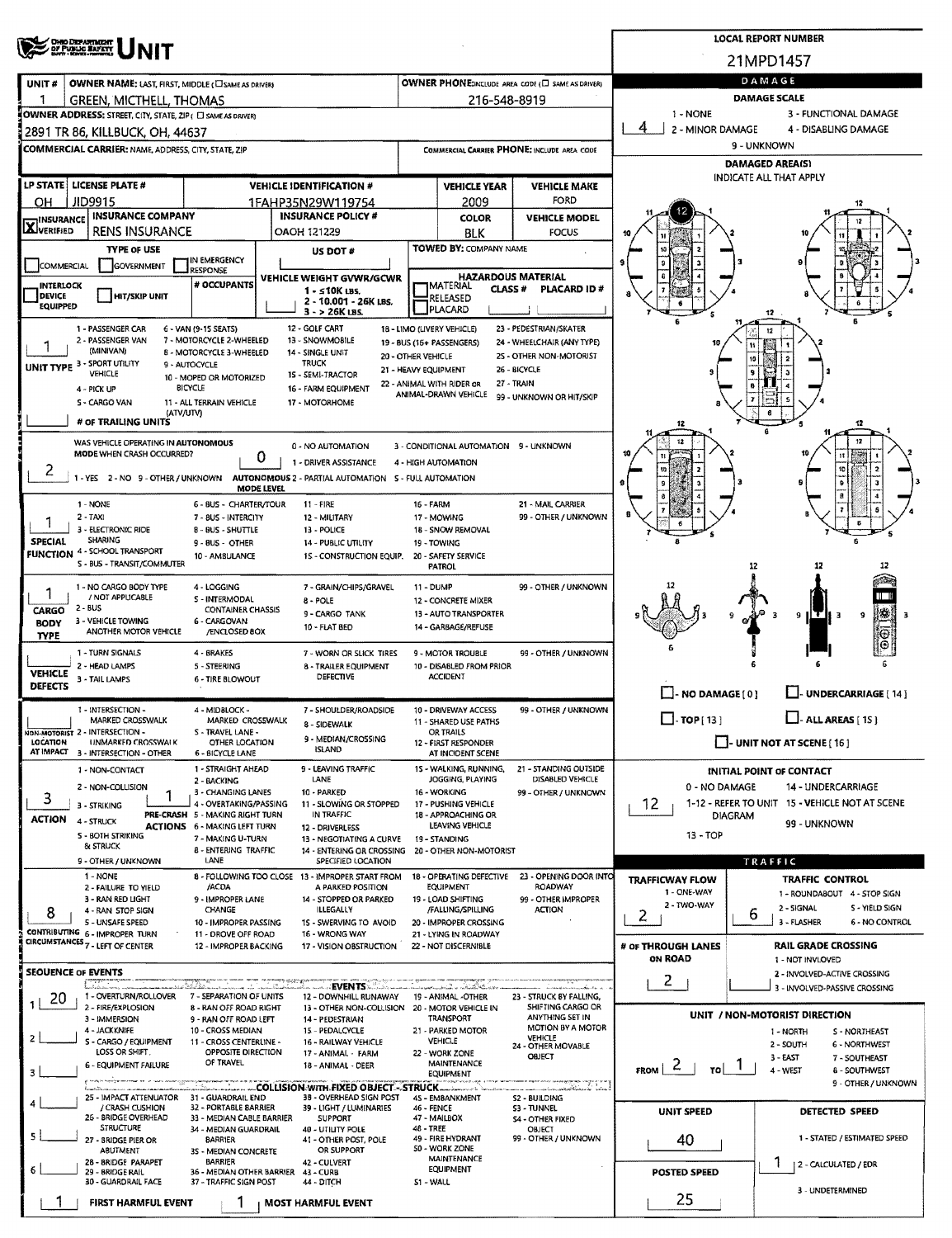# OHIO DEPARTMENT OF PUBLIC SAFETY — UNIT

**LOCAL REPORT NUMBER:** 21MPD1457

| UNIT # | OWNER NAME: LAST, FIRST, MIDDLE (☐ SAME AS DRIVER) | OWNER PHONE: INCLUDE AREA CODE (☐ SAME AS DRIVER) |
|---|---|---|
| 1 | GREEN, MICTHELL, THOMAS | 216-548-8919 |

**OWNER ADDRESS:** STREET, CITY, STATE, ZIP (☐ SAME AS DRIVER)
2891 TR 86, KILLBUCK, OH, 44637

**COMMERCIAL CARRIER:** NAME, ADDRESS, CITY, STATE, ZIP — **COMMERCIAL CARRIER PHONE:** INCLUDE AREA CODE

| LP STATE | LICENSE PLATE # | VEHICLE IDENTIFICATION # | VEHICLE YEAR | VEHICLE MAKE |
|---|---|---|---|---|
| OH | JID9915 | 1FAHP35N29W119754 | 2009 | FORD |

| INSURANCE | INSURANCE COMPANY | INSURANCE POLICY # | COLOR | VEHICLE MODEL |
|---|---|---|---|---|
| X VERIFIED | RENS INSURANCE | OAOH 121229 | BLK | FOCUS |

**TYPE OF USE:** ☐ COMMERCIAL ☐ GOVERNMENT ☐ IN EMERGENCY RESPONSE ☐ INTERLOCK DEVICE EQUIPPED ☐ HIT/SKIP UNIT

**# OCCUPANTS:**

**US DOT #:**

**VEHICLE WEIGHT GVWR/GCWR:** 1 - ≤10K LBS. 2 - 10.001 - 26K LBS. 3 - > 26K LBS.

**TOWED BY:** COMPANY NAME

**HAZARDOUS MATERIAL:** ☐ MATERIAL CLASS # ☐ RELEASED ☐ PLACARD — PLACARD ID #

**UNIT TYPE:** 1
1 - PASSENGER CAR, 2 - PASSENGER VAN (MINIVAN), 3 - SPORT UTILITY VEHICLE, 4 - PICK UP, 5 - CARGO VAN, 6 - VAN (9-15 SEATS), 7 - MOTORCYCLE 2-WHEELED, 8 - MOTORCYCLE 3-WHEELED, 9 - AUTOCYCLE, 10 - MOPED OR MOTORIZED BICYCLE, 11 - ALL TERRAIN VEHICLE (ATV/UTV), 12 - GOLF CART, 13 - SNOWMOBILE, 14 - SINGLE UNIT TRUCK, 15 - SEMI-TRACTOR, 16 - FARM EQUIPMENT, 17 - MOTORHOME, 18 - LIMO (LIVERY VEHICLE), 19 - BUS (16+ PASSENGERS), 20 - OTHER VEHICLE, 21 - HEAVY EQUIPMENT, 22 - ANIMAL WITH RIDER OR ANIMAL-DRAWN VEHICLE, 23 - PEDESTRIAN/SKATER, 24 - WHEELCHAIR (ANY TYPE), 25 - OTHER NON-MOTORIST, 26 - BICYCLE, 27 - TRAIN, 99 - UNKNOWN OR HIT/SKIP

**# OF TRAILING UNITS:**

**WAS VEHICLE OPERATING IN AUTONOMOUS MODE WHEN CRASH OCCURRED?** 2
1 - YES 2 - NO 9 - OTHER / UNKNOWN

**AUTONOMOUS MODE LEVEL:** 0
0 - NO AUTOMATION, 1 - DRIVER ASSISTANCE, 2 - PARTIAL AUTOMATION, 3 - CONDITIONAL AUTOMATION, 4 - HIGH AUTOMATION, 5 - FULL AUTOMATION, 9 - UNKNOWN

**SPECIAL FUNCTION:** 1
1 - NONE, 2 - TAXI, 3 - ELECTRONIC RIDE SHARING, 4 - SCHOOL TRANSPORT, 5 - BUS - TRANSIT/COMMUTER, 6 - BUS - CHARTER/TOUR, 7 - BUS - INTERCITY, 8 - BUS - SHUTTLE, 9 - BUS - OTHER, 10 - AMBULANCE, 11 - FIRE, 12 - MILITARY, 13 - POLICE, 14 - PUBLIC UTILITY, 15 - CONSTRUCTION EQUIP., 16 - FARM, 17 - MOWING, 18 - SNOW REMOVAL, 19 - TOWING, 20 - SAFETY SERVICE PATROL, 21 - MAIL CARRIER, 99 - OTHER / UNKNOWN

**CARGO BODY TYPE:** 1
1 - NO CARGO BODY TYPE / NOT APPLICABLE, 2 - BUS, 3 - VEHICLE TOWING ANOTHER MOTOR VEHICLE, 4 - LOGGING, 5 - INTERMODAL CONTAINER CHASSIS, 6 - CARGOVAN /ENCLOSED BOX, 7 - GRAIN/CHIPS/GRAVEL, 8 - POLE, 9 - CARGO TANK, 10 - FLAT BED, 11 - DUMP, 12 - CONCRETE MIXER, 13 - AUTO TRANSPORTER, 14 - GARBAGE/REFUSE, 99 - OTHER / UNKNOWN

**VEHICLE DEFECTS:**
1 - TURN SIGNALS, 2 - HEAD LAMPS, 3 - TAIL LAMPS, 4 - BRAKES, 5 - STEERING, 6 - TIRE BLOWOUT, 7 - WORN OR SLICK TIRES, 8 - TRAILER EQUIPMENT DEFECTIVE, 9 - MOTOR TROUBLE, 10 - DISABLED FROM PRIOR ACCIDENT, 99 - OTHER / UNKNOWN

**NON-MOTORIST LOCATION AT IMPACT:**
1 - INTERSECTION - MARKED CROSSWALK, 2 - INTERSECTION - UNMARKED CROSSWALK, 3 - INTERSECTION - OTHER, 4 - MIDBLOCK - MARKED CROSSWALK, 5 - TRAVEL LANE - OTHER LOCATION, 6 - BICYCLE LANE, 7 - SHOULDER/ROADSIDE, 8 - SIDEWALK, 9 - MEDIAN/CROSSING ISLAND, 10 - DRIVEWAY ACCESS, 11 - SHARED USE PATHS OR TRAILS, 12 - FIRST RESPONDER AT INCIDENT SCENE, 99 - OTHER / UNKNOWN

**ACTION:** 3
1 - NON-CONTACT, 2 - NON-COLLISION, 3 - STRIKING, 4 - STRUCK, 5 - BOTH STRIKING & STRUCK, 9 - OTHER / UNKNOWN

**PRE-CRASH ACTIONS:** 1
1 - STRAIGHT AHEAD, 2 - BACKING, 3 - CHANGING LANES, 4 - OVERTAKING/PASSING, 5 - MAKING RIGHT TURN, 6 - MAKING LEFT TURN, 7 - MAKING U-TURN, 8 - ENTERING TRAFFIC LANE, 9 - LEAVING TRAFFIC LANE, 10 - PARKED, 11 - SLOWING OR STOPPED IN TRAFFIC, 12 - DRIVERLESS, 13 - NEGOTIATING A CURVE, 14 - ENTERING OR CROSSING SPECIFIED LOCATION, 15 - WALKING, RUNNING, JOGGING, PLAYING, 16 - WORKING, 17 - PUSHING VEHICLE, 18 - APPROACHING OR LEAVING VEHICLE, 19 - STANDING, 20 - OTHER NON-MOTORIST, 21 - STANDING OUTSIDE DISABLED VEHICLE, 99 - OTHER / UNKNOWN

**CONTRIBUTING CIRCUMSTANCES:** 8
1 - NONE, 2 - FAILURE TO YIELD, 3 - RAN RED LIGHT, 4 - RAN STOP SIGN, 5 - UNSAFE SPEED, 6 - IMPROPER TURN, 7 - LEFT OF CENTER, 8 - FOLLOWING TOO CLOSE /ACDA, 9 - IMPROPER LANE CHANGE, 10 - IMPROPER PASSING, 11 - DROVE OFF ROAD, 12 - IMPROPER BACKING, 13 - IMPROPER START FROM A PARKED POSITION, 14 - STOPPED OR PARKED ILLEGALLY, 15 - SWERVING TO AVOID, 16 - WRONG WAY, 17 - VISION OBSTRUCTION, 18 - OPERATING DEFECTIVE EQUIPMENT, 19 - LOAD SHIFTING /FALLING/SPILLING, 20 - IMPROPER CROSSING, 21 - LYING IN ROADWAY, 22 - NOT DISCERNIBLE, 23 - OPENING DOOR INTO ROADWAY, 99 - OTHER IMPROPER ACTION

## SEQUENCE OF EVENTS

| # | Event |
|---|---|
| 1 | 20 |
| 2 | |
| 3 | |
| 4 | |
| 5 | |
| 6 | |

**EVENTS:** 1 - OVERTURN/ROLLOVER, 2 - FIRE/EXPLOSION, 3 - IMMERSION, 4 - JACKKNIFE, 5 - CARGO / EQUIPMENT LOSS OR SHIFT, 6 - EQUIPMENT FAILURE, 7 - SEPARATION OF UNITS, 8 - RAN OFF ROAD RIGHT, 9 - RAN OFF ROAD LEFT, 10 - CROSS MEDIAN, 11 - CROSS CENTERLINE - OPPOSITE DIRECTION OF TRAVEL, 12 - DOWNHILL RUNAWAY, 13 - OTHER NON-COLLISION, 14 - PEDESTRIAN, 15 - PEDALCYCLE, 16 - RAILWAY VEHICLE, 17 - ANIMAL - FARM, 18 - ANIMAL - DEER, 19 - ANIMAL -OTHER, 20 - MOTOR VEHICLE IN TRANSPORT, 21 - PARKED MOTOR VEHICLE, 22 - WORK ZONE MAINTENANCE EQUIPMENT, 23 - STRUCK BY FALLING, SHIFTING CARGO OR ANYTHING SET IN MOTION BY A MOTOR VEHICLE, 24 - OTHER MOVABLE OBJECT

**COLLISION WITH FIXED OBJECT - STRUCK:** 25 - IMPACT ATTENUATOR / CRASH CUSHION, 26 - BRIDGE OVERHEAD STRUCTURE, 27 - BRIDGE PIER OR ABUTMENT, 28 - BRIDGE PARAPET, 29 - BRIDGE RAIL, 30 - GUARDRAIL FACE, 31 - GUARDRAIL END, 32 - PORTABLE BARRIER, 33 - MEDIAN CABLE BARRIER, 34 - MEDIAN GUARDRAIL BARRIER, 35 - MEDIAN CONCRETE BARRIER, 36 - MEDIAN OTHER BARRIER, 37 - TRAFFIC SIGN POST, 38 - OVERHEAD SIGN POST, 39 - LIGHT / LUMINARIES SUPPORT, 40 - UTILITY POLE, 41 - OTHER POST, POLE OR SUPPORT, 42 - CULVERT, 43 - CURB, 44 - DITCH, 45 - EMBANKMENT, 46 - FENCE, 47 - MAILBOX, 48 - TREE, 49 - FIRE HYDRANT, 50 - WORK ZONE MAINTENANCE EQUIPMENT, 51 - WALL, 52 - BUILDING, 53 - TUNNEL, 54 - OTHER FIXED OBJECT, 99 - OTHER / UNKNOWN

**FIRST HARMFUL EVENT:** 1 **MOST HARMFUL EVENT:** 1

## DAMAGE

**DAMAGE SCALE:** 4
1 - NONE, 2 - MINOR DAMAGE, 3 - FUNCTIONAL DAMAGE, 4 - DISABLING DAMAGE, 9 - UNKNOWN

**DAMAGED AREA(S)** — INDICATE ALL THAT APPLY: 12

☐ NO DAMAGE [0] ☐ UNDERCARRIAGE [14] ☐ TOP [13] ☐ ALL AREAS [15] ☐ UNIT NOT AT SCENE [16]

**INITIAL POINT OF CONTACT:** 12
0 - NO DAMAGE, 1-12 - REFER TO UNIT DIAGRAM, 13 - TOP, 14 - UNDERCARRIAGE, 15 - VEHICLE NOT AT SCENE, 99 - UNKNOWN

## TRAFFIC

**TRAFFICWAY FLOW:** 2
1 - ONE-WAY, 2 - TWO-WAY

**TRAFFIC CONTROL:** 6
1 - ROUNDABOUT, 2 - SIGNAL, 3 - FLASHER, 4 - STOP SIGN, 5 - YIELD SIGN, 6 - NO CONTROL

**# OF THROUGH LANES ON ROAD:** 2

**RAIL GRADE CROSSING:**
1 - NOT INVLOVED, 2 - INVOLVED-ACTIVE CROSSING, 3 - INVOLVED-PASSIVE CROSSING

**UNIT / NON-MOTORIST DIRECTION:** FROM 2 TO 1
1 - NORTH, 2 - SOUTH, 3 - EAST, 4 - WEST, 5 - NORTHEAST, 6 - NORTHWEST, 7 - SOUTHEAST, 8 - SOUTHWEST, 9 - OTHER / UNKNOWN

**UNIT SPEED:** 40

**POSTED SPEED:** 25

**DETECTED SPEED:** 1
1 - STATED / ESTIMATED SPEED, 2 - CALCULATED / EDR, 3 - UNDETERMINED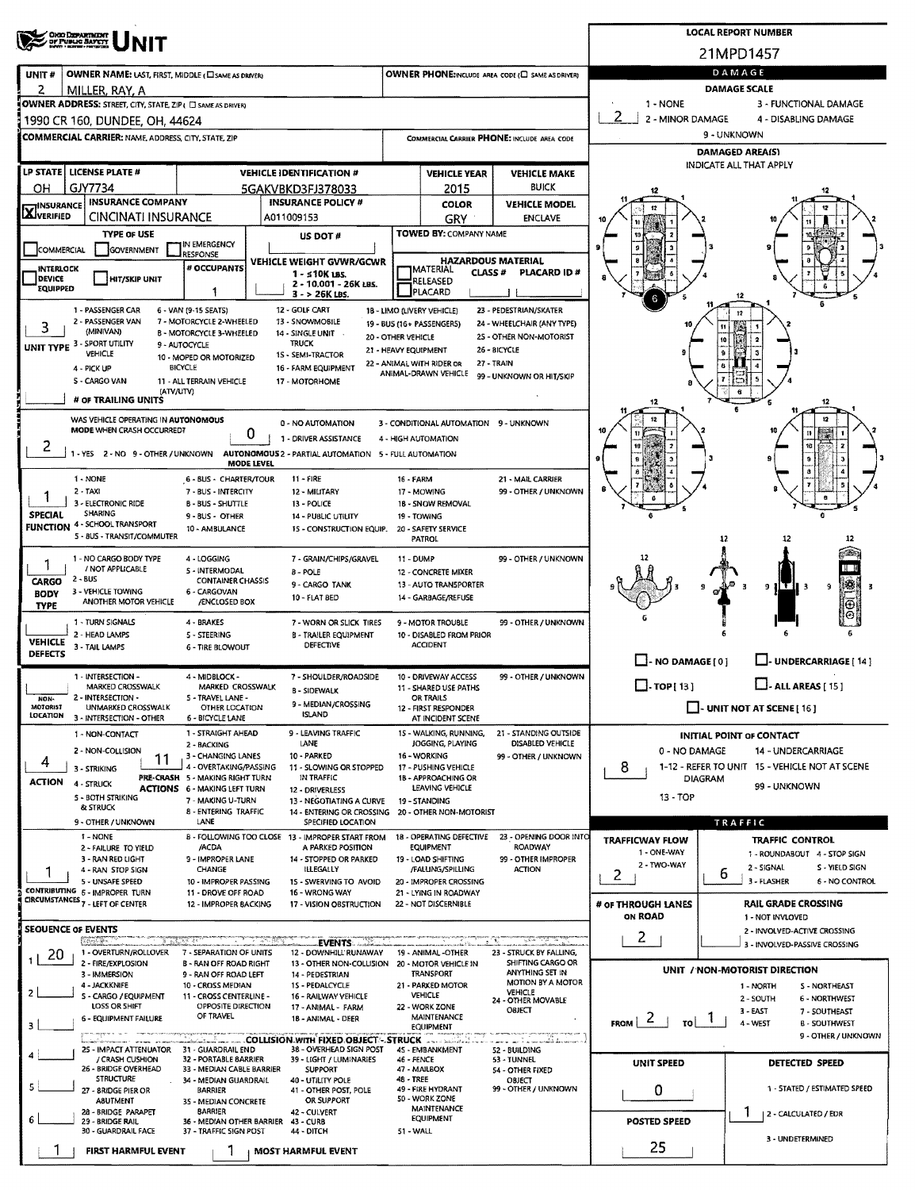# UNIT

**LOCAL REPORT NUMBER:** 21MPD1457

| UNIT # | OWNER NAME: LAST, FIRST, MIDDLE (☐ SAME AS DRIVER) | OWNER PHONE: INCLUDE AREA CODE (☐ SAME AS DRIVER) |
|---|---|---|
| 2 | MILLER, RAY, A | |

**OWNER ADDRESS:** STREET, CITY, STATE, ZIP (☐ SAME AS DRIVER)
1990 CR 160, DUNDEE, OH, 44624

**COMMERCIAL CARRIER:** NAME, ADDRESS, CITY, STATE, ZIP | **COMMERCIAL CARRIER PHONE:** INCLUDE AREA CODE

| LP STATE | LICENSE PLATE # | VEHICLE IDENTIFICATION # | VEHICLE YEAR | VEHICLE MAKE |
|---|---|---|---|---|
| OH | GJY7734 | 5GAKVBKD3FJ378033 | 2015 | BUICK |

| INSURANCE | INSURANCE COMPANY | INSURANCE POLICY # | COLOR | VEHICLE MODEL |
|---|---|---|---|---|
| X VERIFIED | CINCINATI INSURANCE | A011009153 | GRY | ENCLAVE |

**TYPE OF USE:** ☐ COMMERCIAL ☐ GOVERNMENT ☐ IN EMERGENCY RESPONSE
**US DOT #:**
**TOWED BY:** COMPANY NAME
☐ INTERLOCK DEVICE EQUIPPED ☐ HIT/SKIP UNIT
**# OCCUPANTS:** 1
**VEHICLE WEIGHT GVWR/GCWR:** 1 - ≤10K LBS. 2 - 10,001 - 26K LBS. 3 - > 26K LBS.
**HAZARDOUS MATERIAL:** ☐ MATERIAL RELEASED ☐ PLACARD | CLASS # | PLACARD ID #

**UNIT TYPE:** 3
1 - PASSENGER CAR, 2 - PASSENGER VAN (MINIVAN), 3 - SPORT UTILITY VEHICLE, 4 - PICK UP, 5 - CARGO VAN, 6 - VAN (9-15 SEATS), 7 - MOTORCYCLE 2-WHEELED, 8 - MOTORCYCLE 3-WHEELED, 9 - AUTOCYCLE, 10 - MOPED OR MOTORIZED BICYCLE, 11 - ALL TERRAIN VEHICLE (ATV/UTV), 12 - GOLF CART, 13 - SNOWMOBILE, 14 - SINGLE UNIT TRUCK, 15 - SEMI-TRACTOR, 16 - FARM EQUIPMENT, 17 - MOTORHOME, 18 - LIMO (LIVERY VEHICLE), 19 - BUS (16+ PASSENGERS), 20 - OTHER VEHICLE, 21 - HEAVY EQUIPMENT, 22 - ANIMAL WITH RIDER OR ANIMAL-DRAWN VEHICLE, 23 - PEDESTRIAN/SKATER, 24 - WHEELCHAIR (ANY TYPE), 25 - OTHER NON-MOTORIST, 26 - BICYCLE, 27 - TRAIN, 99 - UNKNOWN OR HIT/SKIP

**# OF TRAILING UNITS:**

**WAS VEHICLE OPERATING IN AUTONOMOUS MODE WHEN CRASH OCCURRED?** 2
1 - YES 2 - NO 9 - OTHER / UNKNOWN

**AUTONOMOUS MODE LEVEL:** 0
0 - NO AUTOMATION, 1 - DRIVER ASSISTANCE, 2 - PARTIAL AUTOMATION, 3 - CONDITIONAL AUTOMATION, 4 - HIGH AUTOMATION, 5 - FULL AUTOMATION, 9 - UNKNOWN

**SPECIAL FUNCTION:** 1
1 - NONE, 2 - TAXI, 3 - ELECTRONIC RIDE SHARING, 4 - SCHOOL TRANSPORT, 5 - BUS - TRANSIT/COMMUTER, 6 - BUS - CHARTER/TOUR, 7 - BUS - INTERCITY, 8 - BUS - SHUTTLE, 9 - BUS - OTHER, 10 - AMBULANCE, 11 - FIRE, 12 - MILITARY, 13 - POLICE, 14 - PUBLIC UTILITY, 15 - CONSTRUCTION EQUIP., 16 - FARM, 17 - MOWING, 18 - SNOW REMOVAL, 19 - TOWING, 20 - SAFETY SERVICE PATROL, 21 - MAIL CARRIER, 99 - OTHER / UNKNOWN

**CARGO BODY TYPE:** 1
1 - NO CARGO BODY TYPE / NOT APPLICABLE, 2 - BUS, 3 - VEHICLE TOWING ANOTHER MOTOR VEHICLE, 4 - LOGGING, 5 - INTERMODAL CONTAINER CHASSIS, 6 - CARGOVAN /ENCLOSED BOX, 7 - GRAIN/CHIPS/GRAVEL, 8 - POLE, 9 - CARGO TANK, 10 - FLAT BED, 11 - DUMP, 12 - CONCRETE MIXER, 13 - AUTO TRANSPORTER, 14 - GARBAGE/REFUSE, 99 - OTHER / UNKNOWN

**VEHICLE DEFECTS:**
1 - TURN SIGNALS, 2 - HEAD LAMPS, 3 - TAIL LAMPS, 4 - BRAKES, 5 - STEERING, 6 - TIRE BLOWOUT, 7 - WORN OR SLICK TIRES, 8 - TRAILER EQUIPMENT DEFECTIVE, 9 - MOTOR TROUBLE, 10 - DISABLED FROM PRIOR ACCIDENT, 99 - OTHER / UNKNOWN

**NON-MOTORIST LOCATION:**
1 - INTERSECTION - MARKED CROSSWALK, 2 - INTERSECTION - UNMARKED CROSSWALK, 3 - INTERSECTION - OTHER, 4 - MIDBLOCK - MARKED CROSSWALK, 5 - TRAVEL LANE - OTHER LOCATION, 6 - BICYCLE LANE, 7 - SHOULDER/ROADSIDE, 8 - SIDEWALK, 9 - MEDIAN/CROSSING ISLAND, 10 - DRIVEWAY ACCESS, 11 - SHARED USE PATHS OR TRAILS, 12 - FIRST RESPONDER AT INCIDENT SCENE, 99 - OTHER / UNKNOWN

**ACTION:** 4
1 - NON-CONTACT, 2 - NON-COLLISION, 3 - STRIKING, 4 - STRUCK, 5 - BOTH STRIKING & STRUCK, 9 - OTHER / UNKNOWN

**PRE-CRASH ACTIONS:** 11
1 - STRAIGHT AHEAD, 2 - BACKING, 3 - CHANGING LANES, 4 - OVERTAKING/PASSING, 5 - MAKING RIGHT TURN, 6 - MAKING LEFT TURN, 7 - MAKING U-TURN, 8 - ENTERING TRAFFIC LANE, 9 - LEAVING TRAFFIC LANE, 10 - PARKED, 11 - SLOWING OR STOPPED IN TRAFFIC, 12 - DRIVERLESS, 13 - NEGOTIATING A CURVE, 14 - ENTERING OR CROSSING SPECIFIED LOCATION, 15 - WALKING, RUNNING, JOGGING, PLAYING, 16 - WORKING, 17 - PUSHING VEHICLE, 18 - APPROACHING OR LEAVING VEHICLE, 19 - STANDING, 20 - OTHER NON-MOTORIST, 21 - STANDING OUTSIDE DISABLED VEHICLE, 99 - OTHER / UNKNOWN

**CONTRIBUTING CIRCUMSTANCES:** 1
1 - NONE, 2 - FAILURE TO YIELD, 3 - RAN RED LIGHT, 4 - RAN STOP SIGN, 5 - UNSAFE SPEED, 6 - IMPROPER TURN, 7 - LEFT OF CENTER, 8 - FOLLOWING TOO CLOSE /ACDA, 9 - IMPROPER LANE CHANGE, 10 - IMPROPER PASSING, 11 - DROVE OFF ROAD, 12 - IMPROPER BACKING, 13 - IMPROPER START FROM A PARKED POSITION, 14 - STOPPED OR PARKED ILLEGALLY, 15 - SWERVING TO AVOID, 16 - WRONG WAY, 17 - VISION OBSTRUCTION, 18 - OPERATING DEFECTIVE EQUIPMENT, 19 - LOAD SHIFTING /FALLING/SPILLING, 20 - IMPROPER CROSSING, 21 - LYING IN ROADWAY, 22 - NOT DISCERNIBLE, 23 - OPENING DOOR INTO ROADWAY, 99 - OTHER IMPROPER ACTION

## SEQUENCE OF EVENTS

1: 20
2:
3:
4:
5:
6:

**EVENTS:**
1 - OVERTURN/ROLLOVER, 2 - FIRE/EXPLOSION, 3 - IMMERSION, 4 - JACKKNIFE, 5 - CARGO / EQUIPMENT LOSS OR SHIFT, 6 - EQUIPMENT FAILURE, 7 - SEPARATION OF UNITS, 8 - RAN OFF ROAD RIGHT, 9 - RAN OFF ROAD LEFT, 10 - CROSS MEDIAN, 11 - CROSS CENTERLINE - OPPOSITE DIRECTION OF TRAVEL, 12 - DOWNHILL RUNAWAY, 13 - OTHER NON-COLLISION, 14 - PEDESTRIAN, 15 - PEDALCYCLE, 16 - RAILWAY VEHICLE, 17 - ANIMAL - FARM, 18 - ANIMAL - DEER, 19 - ANIMAL -OTHER, 20 - MOTOR VEHICLE IN TRANSPORT, 21 - PARKED MOTOR VEHICLE, 22 - WORK ZONE MAINTENANCE EQUIPMENT, 23 - STRUCK BY FALLING, SHIFTING CARGO OR ANYTHING SET IN MOTION BY A MOTOR VEHICLE, 24 - OTHER MOVABLE OBJECT

**COLLISION WITH FIXED OBJECT - STRUCK:**
25 - IMPACT ATTENUATOR / CRASH CUSHION, 26 - BRIDGE OVERHEAD STRUCTURE, 27 - BRIDGE PIER OR ABUTMENT, 28 - BRIDGE PARAPET, 29 - BRIDGE RAIL, 30 - GUARDRAIL FACE, 31 - GUARDRAIL END, 32 - PORTABLE BARRIER, 33 - MEDIAN CABLE BARRIER, 34 - MEDIAN GUARDRAIL BARRIER, 35 - MEDIAN CONCRETE BARRIER, 36 - MEDIAN OTHER BARRIER, 37 - TRAFFIC SIGN POST, 38 - OVERHEAD SIGN POST, 39 - LIGHT / LUMINARIES SUPPORT, 40 - UTILITY POLE, 41 - OTHER POST, POLE OR SUPPORT, 42 - CULVERT, 43 - CURB, 44 - DITCH, 45 - EMBANKMENT, 46 - FENCE, 47 - MAILBOX, 48 - TREE, 49 - FIRE HYDRANT, 50 - WORK ZONE MAINTENANCE EQUIPMENT, 51 - WALL, 52 - BUILDING, 53 - TUNNEL, 54 - OTHER FIXED OBJECT, 99 - OTHER / UNKNOWN

**FIRST HARMFUL EVENT:** 1
**MOST HARMFUL EVENT:** 1

## DAMAGE

**DAMAGE SCALE:** 2
1 - NONE, 2 - MINOR DAMAGE, 3 - FUNCTIONAL DAMAGE, 4 - DISABLING DAMAGE, 9 - UNKNOWN

**DAMAGED AREA(S):** INDICATE ALL THAT APPLY — 6

☐ NO DAMAGE [0] ☐ UNDERCARRIAGE [14] ☐ TOP [13] ☐ ALL AREAS [15] ☐ UNIT NOT AT SCENE [16]

**INITIAL POINT OF CONTACT:** 8
0 - NO DAMAGE, 1-12 - REFER TO UNIT DIAGRAM, 13 - TOP, 14 - UNDERCARRIAGE, 15 - VEHICLE NOT AT SCENE, 99 - UNKNOWN

## TRAFFIC

**TRAFFICWAY FLOW:** 2
1 - ONE-WAY, 2 - TWO-WAY

**TRAFFIC CONTROL:** 6
1 - ROUNDABOUT, 2 - SIGNAL, 3 - FLASHER, 4 - STOP SIGN, 5 - YIELD SIGN, 6 - NO CONTROL

**# OF THROUGH LANES ON ROAD:** 2

**RAIL GRADE CROSSING:**
1 - NOT INVLOVED, 2 - INVOLVED-ACTIVE CROSSING, 3 - INVOLVED-PASSIVE CROSSING

**UNIT / NON-MOTORIST DIRECTION:** FROM 2 TO 1
1 - NORTH, 2 - SOUTH, 3 - EAST, 4 - WEST, 5 - NORTHEAST, 6 - NORTHWEST, 7 - SOUTHEAST, 8 - SOUTHWEST, 9 - OTHER / UNKNOWN

**UNIT SPEED:** 0

**DETECTED SPEED:** 1
1 - STATED / ESTIMATED SPEED, 2 - CALCULATED / EDR, 3 - UNDETERMINED

**POSTED SPEED:** 25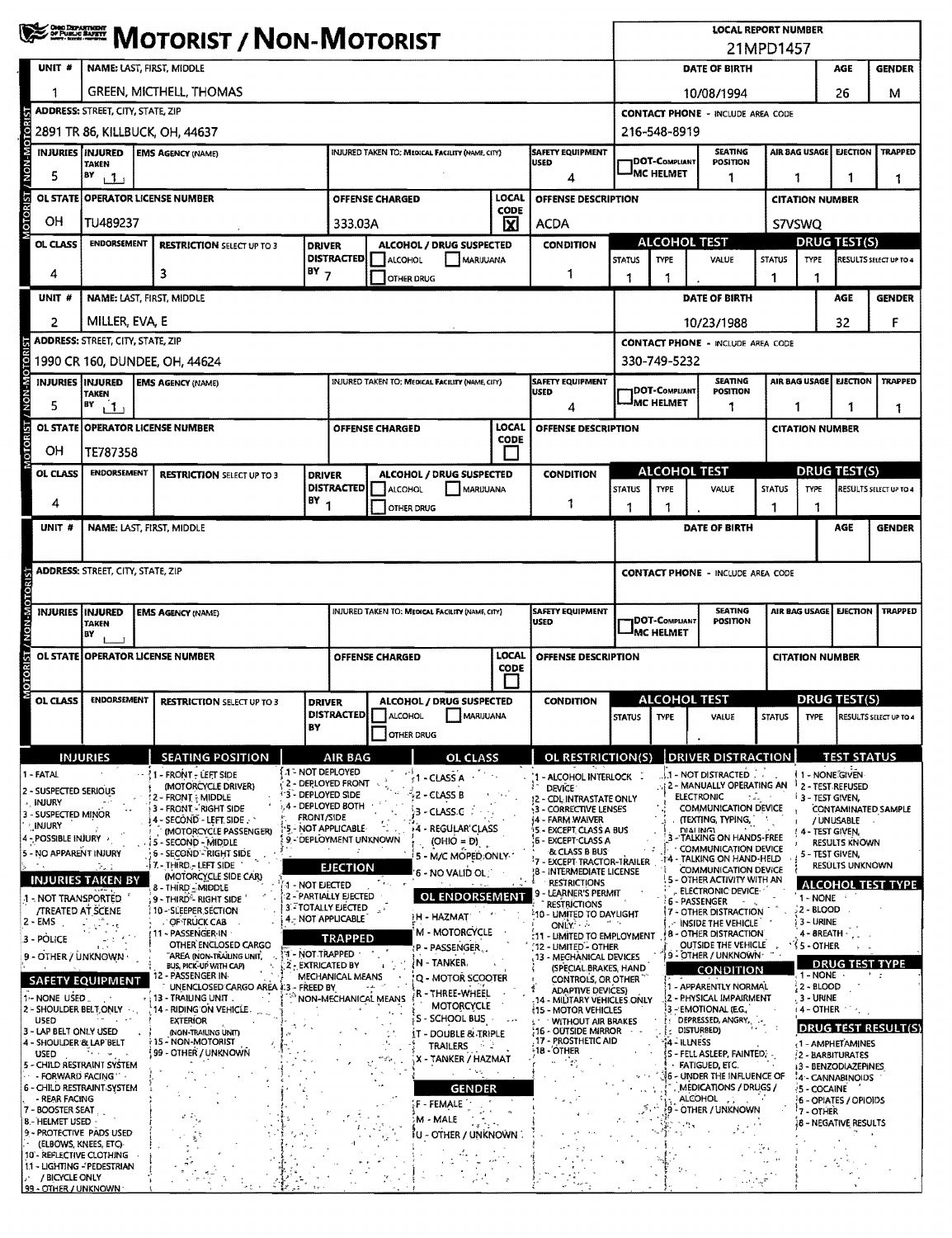# MOTORIST / NON-MOTORIST

**LOCAL REPORT NUMBER:** 21MPD1457

## Unit 1

| UNIT # | NAME: LAST, FIRST, MIDDLE | DATE OF BIRTH | AGE | GENDER |
|---|---|---|---|---|
| 1 | GREEN, MICTHELL, THOMAS | 10/08/1994 | 26 | M |

| ADDRESS: STREET, CITY, STATE, ZIP | CONTACT PHONE - INCLUDE AREA CODE |
|---|---|
| 2891 TR 86, KILLBUCK, OH, 44637 | 216-548-8919 |

| INJURIES | INJURED TAKEN BY | EMS AGENCY (NAME) | INJURED TAKEN TO: MEDICAL FACILITY (NAME, CITY) | SAFETY EQUIPMENT USED | DOT-COMPLIANT MC HELMET | SEATING POSITION | AIR BAG USAGE | EJECTION | TRAPPED |
|---|---|---|---|---|---|---|---|---|---|
| 5 | 1 | | | 4 | | 1 | 1 | 1 | 1 |

| OL STATE | OPERATOR LICENSE NUMBER | OFFENSE CHARGED | LOCAL CODE | OFFENSE DESCRIPTION | CITATION NUMBER |
|---|---|---|---|---|---|
| OH | TU489237 | 333.03A | X | ACDA | S7VSWQ |

| OL CLASS | ENDORSEMENT | RESTRICTION SELECT UP TO 3 | DRIVER DISTRACTED BY | ALCOHOL / DRUG SUSPECTED | CONDITION | ALCOHOL TEST STATUS | ALCOHOL TEST TYPE | ALCOHOL TEST VALUE | DRUG TEST STATUS | DRUG TEST TYPE | RESULTS SELECT UP TO 4 |
|---|---|---|---|---|---|---|---|---|---|---|---|
| 4 | | 3 | 7 | ☐ ALCOHOL ☐ MARIJUANA ☐ OTHER DRUG | 1 | 1 | 1 | . | 1 | 1 | |

## Unit 2

| UNIT # | NAME: LAST, FIRST, MIDDLE | DATE OF BIRTH | AGE | GENDER |
|---|---|---|---|---|
| 2 | MILLER, EVA, E | 10/23/1988 | 32 | F |

| ADDRESS: STREET, CITY, STATE, ZIP | CONTACT PHONE - INCLUDE AREA CODE |
|---|---|
| 1990 CR 160, DUNDEE, OH, 44624 | 330-749-5232 |

| INJURIES | INJURED TAKEN BY | EMS AGENCY (NAME) | INJURED TAKEN TO: MEDICAL FACILITY (NAME, CITY) | SAFETY EQUIPMENT USED | DOT-COMPLIANT MC HELMET | SEATING POSITION | AIR BAG USAGE | EJECTION | TRAPPED |
|---|---|---|---|---|---|---|---|---|---|
| 5 | 1 | | | 4 | | 1 | 1 | 1 | 1 |

| OL STATE | OPERATOR LICENSE NUMBER | OFFENSE CHARGED | LOCAL CODE | OFFENSE DESCRIPTION | CITATION NUMBER |
|---|---|---|---|---|---|
| OH | TE787358 | | ☐ | | |

| OL CLASS | ENDORSEMENT | RESTRICTION SELECT UP TO 3 | DRIVER DISTRACTED BY | ALCOHOL / DRUG SUSPECTED | CONDITION | ALCOHOL TEST STATUS | ALCOHOL TEST TYPE | ALCOHOL TEST VALUE | DRUG TEST STATUS | DRUG TEST TYPE | RESULTS SELECT UP TO 4 |
|---|---|---|---|---|---|---|---|---|---|---|---|
| 4 | | | 1 | ☐ ALCOHOL ☐ MARIJUANA ☐ OTHER DRUG | 1 | 1 | 1 | . | 1 | 1 | |

## Unit (blank)

| UNIT # | NAME: LAST, FIRST, MIDDLE | DATE OF BIRTH | AGE | GENDER |
|---|---|---|---|---|
| | | | | |

| ADDRESS: STREET, CITY, STATE, ZIP | CONTACT PHONE - INCLUDE AREA CODE |
|---|---|
| | |

| INJURIES | INJURED TAKEN BY | EMS AGENCY (NAME) | INJURED TAKEN TO: MEDICAL FACILITY (NAME, CITY) | SAFETY EQUIPMENT USED | DOT-COMPLIANT MC HELMET | SEATING POSITION | AIR BAG USAGE | EJECTION | TRAPPED |
|---|---|---|---|---|---|---|---|---|---|
| | | | | | | | | | |

| OL STATE | OPERATOR LICENSE NUMBER | OFFENSE CHARGED | LOCAL CODE | OFFENSE DESCRIPTION | CITATION NUMBER |
|---|---|---|---|---|---|
| | | | ☐ | | |

| OL CLASS | ENDORSEMENT | RESTRICTION SELECT UP TO 3 | DRIVER DISTRACTED BY | ALCOHOL / DRUG SUSPECTED | CONDITION | ALCOHOL TEST STATUS | ALCOHOL TEST TYPE | ALCOHOL TEST VALUE | DRUG TEST STATUS | DRUG TEST TYPE | RESULTS SELECT UP TO 4 |
|---|---|---|---|---|---|---|---|---|---|---|---|
| | | | | ☐ ALCOHOL ☐ MARIJUANA ☐ OTHER DRUG | | | | . | | | |

## Codes

**INJURIES**
1 - FATAL
2 - SUSPECTED SERIOUS INJURY
3 - SUSPECTED MINOR INJURY
4 - POSSIBLE INJURY
5 - NO APPARENT INJURY

**INJURIES TAKEN BY**
1 - NOT TRANSPORTED /TREATED AT SCENE
2 - EMS
3 - POLICE
9 - OTHER / UNKNOWN

**SAFETY EQUIPMENT**
1 - NONE USED
2 - SHOULDER BELT ONLY USED
3 - LAP BELT ONLY USED
4 - SHOULDER & LAP BELT USED
5 - CHILD RESTRAINT SYSTEM - FORWARD FACING
6 - CHILD RESTRAINT SYSTEM - REAR FACING
7 - BOOSTER SEAT
8 - HELMET USED
9 - PROTECTIVE PADS USED (ELBOWS, KNEES, ETC)
10 - REFLECTIVE CLOTHING
11 - LIGHTING - PEDESTRIAN / BICYCLE ONLY
99 - OTHER / UNKNOWN

**SEATING POSITION**
1 - FRONT - LEFT SIDE (MOTORCYCLE DRIVER)
2 - FRONT - MIDDLE
3 - FRONT - RIGHT SIDE
4 - SECOND - LEFT SIDE (MOTORCYCLE PASSENGER)
5 - SECOND - MIDDLE
6 - SECOND - RIGHT SIDE
7 - THIRD - LEFT SIDE (MOTORCYCLE SIDE CAR)
8 - THIRD - MIDDLE
9 - THIRD - RIGHT SIDE
10 - SLEEPER SECTION OF TRUCK CAB
11 - PASSENGER IN OTHER ENCLOSED CARGO AREA (NON-TRAILING UNIT, BUS, PICK-UP WITH CAP)
12 - PASSENGER IN UNENCLOSED CARGO AREA
13 - TRAILING UNIT
14 - RIDING ON VEHICLE EXTERIOR (NON-TRAILING UNIT)
15 - NON-MOTORIST
99 - OTHER / UNKNOWN

**AIR BAG**
1 - NOT DEPLOYED
2 - DEPLOYED FRONT
3 - DEPLOYED SIDE
4 - DEPLOYED BOTH FRONT/SIDE
5 - NOT APPLICABLE
9 - DEPLOYMENT UNKNOWN

**EJECTION**
1 - NOT EJECTED
2 - PARTIALLY EJECTED
3 - TOTALLY EJECTED
4 - NOT APPLICABLE

**TRAPPED**
1 - NOT TRAPPED
2 - EXTRICATED BY MECHANICAL MEANS
3 - FREED BY NON-MECHANICAL MEANS

**OL CLASS**
1 - CLASS A
2 - CLASS B
3 - CLASS C
4 - REGULAR CLASS (OHIO = D)
5 - M/C MOPED ONLY
6 - NO VALID OL

**OL ENDORSEMENT**
H - HAZMAT
M - MOTORCYCLE
P - PASSENGER
N - TANKER
Q - MOTOR SCOOTER
R - THREE-WHEEL MOTORCYCLE
S - SCHOOL BUS
T - DOUBLE & TRIPLE TRAILERS
X - TANKER / HAZMAT

**GENDER**
F - FEMALE
M - MALE
U - OTHER / UNKNOWN

**OL RESTRICTION(S)**
1 - ALCOHOL INTERLOCK DEVICE
2 - CDL INTRASTATE ONLY
3 - CORRECTIVE LENSES
4 - FARM WAIVER
5 - EXCEPT CLASS A BUS
6 - EXCEPT CLASS A & CLASS B BUS
7 - EXCEPT TRACTOR-TRAILER
8 - INTERMEDIATE LICENSE RESTRICTIONS
9 - LEARNER'S PERMIT RESTRICTIONS
10 - LIMITED TO DAYLIGHT ONLY
11 - LIMITED TO EMPLOYMENT
12 - LIMITED - OTHER
13 - MECHANICAL DEVICES (SPECIAL BRAKES, HAND CONTROLS, OR OTHER ADAPTIVE DEVICES)
14 - MILITARY VEHICLES ONLY
15 - MOTOR VEHICLES WITHOUT AIR BRAKES
16 - OUTSIDE MIRROR
17 - PROSTHETIC AID
18 - OTHER

**DRIVER DISTRACTION**
1 - NOT DISTRACTED
2 - MANUALLY OPERATING AN ELECTRONIC COMMUNICATION DEVICE (TEXTING, TYPING, DIALING)
3 - TALKING ON HANDS-FREE COMMUNICATION DEVICE
4 - TALKING ON HAND-HELD COMMUNICATION DEVICE
5 - OTHER ACTIVITY WITH AN ELECTRONIC DEVICE
6 - PASSENGER
7 - OTHER DISTRACTION INSIDE THE VEHICLE
8 - OTHER DISTRACTION OUTSIDE THE VEHICLE
9 - OTHER / UNKNOWN

**CONDITION**
1 - APPARENTLY NORMAL
2 - PHYSICAL IMPAIRMENT
3 - EMOTIONAL (E.G., DEPRESSED, ANGRY, DISTURBED)
4 - ILLNESS
5 - FELL ASLEEP, FAINTED, FATIGUED, ETC.
6 - UNDER THE INFLUENCE OF MEDICATIONS / DRUGS / ALCOHOL
9 - OTHER / UNKNOWN

**TEST STATUS**
1 - NONE GIVEN
2 - TEST REFUSED
3 - TEST GIVEN, CONTAMINATED SAMPLE / UNUSABLE
4 - TEST GIVEN, RESULTS KNOWN
5 - TEST GIVEN, RESULTS UNKNOWN

**ALCOHOL TEST TYPE**
1 - NONE
2 - BLOOD
3 - URINE
4 - BREATH
5 - OTHER

**DRUG TEST TYPE**
1 - NONE
2 - BLOOD
3 - URINE
4 - OTHER

**DRUG TEST RESULT(S)**
1 - AMPHETAMINES
2 - BARBITURATES
3 - BENZODIAZEPINES
4 - CANNABINOIDS
5 - COCAINE
6 - OPIATES / OPIOIDS
7 - OTHER
8 - NEGATIVE RESULTS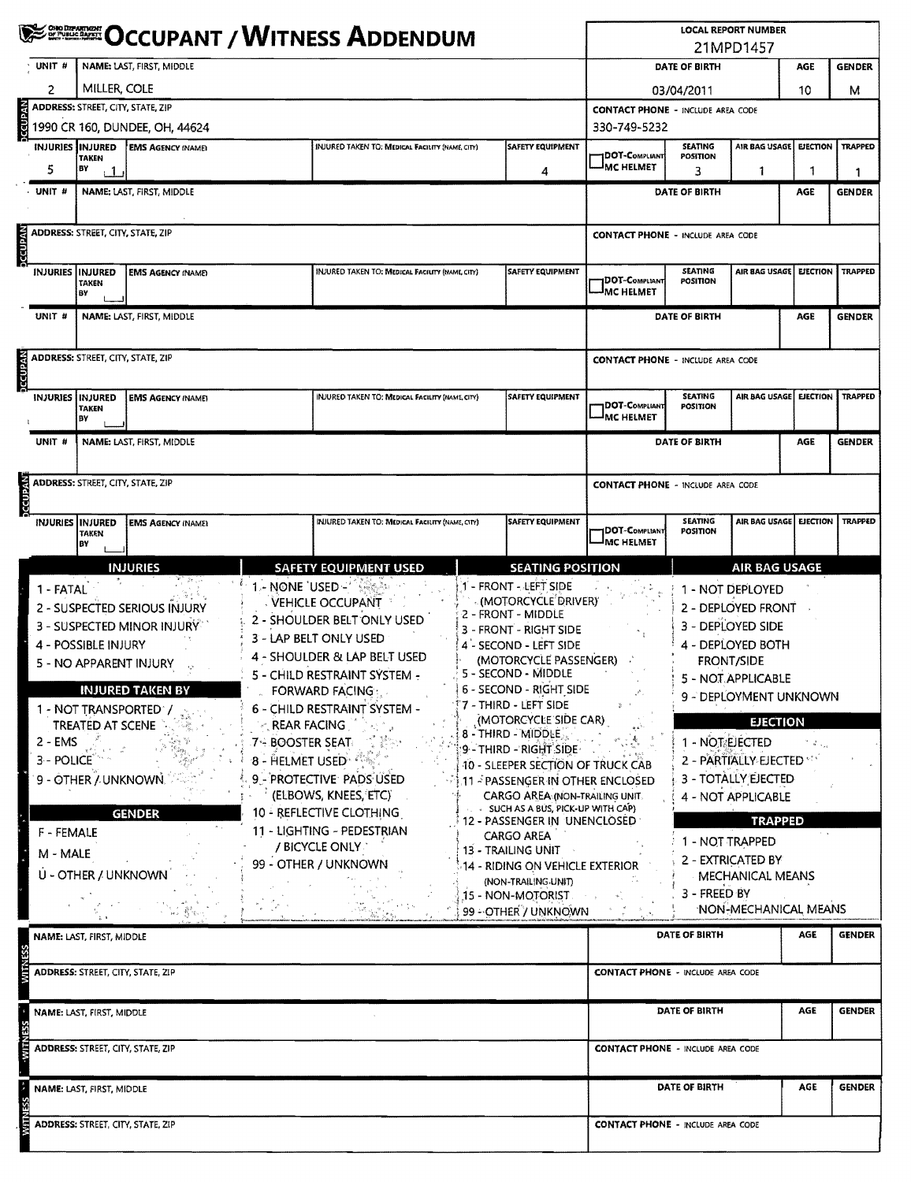# OCCUPANT / WITNESS ADDENDUM

**LOCAL REPORT NUMBER:** 21MPD1457

## OCCUPANT

| UNIT # | NAME: LAST, FIRST, MIDDLE | DATE OF BIRTH | AGE | GENDER |
|---|---|---|---|---|
| 2 | MILLER, COLE | 03/04/2011 | 10 | M |

| ADDRESS: STREET, CITY, STATE, ZIP | CONTACT PHONE - INCLUDE AREA CODE |
|---|---|
| 1990 CR 160, DUNDEE, OH, 44624 | 330-749-5232 |

| INJURIES | INJURED TAKEN BY | EMS AGENCY (NAME) | INJURED TAKEN TO: MEDICAL FACILITY (NAME, CITY) | SAFETY EQUIPMENT | DOT-COMPLIANT MC HELMET | SEATING POSITION | AIR BAG USAGE | EJECTION | TRAPPED |
|---|---|---|---|---|---|---|---|---|---|
| 5 | 1 | | | 4 | | 3 | 1 | 1 | 1 |

## OCCUPANT

| UNIT # | NAME: LAST, FIRST, MIDDLE | DATE OF BIRTH | AGE | GENDER |
|---|---|---|---|---|
| | | | | |

| ADDRESS: STREET, CITY, STATE, ZIP | CONTACT PHONE - INCLUDE AREA CODE |
|---|---|
| | |

| INJURIES | INJURED TAKEN BY | EMS AGENCY (NAME) | INJURED TAKEN TO: MEDICAL FACILITY (NAME, CITY) | SAFETY EQUIPMENT | DOT-COMPLIANT MC HELMET | SEATING POSITION | AIR BAG USAGE | EJECTION | TRAPPED |
|---|---|---|---|---|---|---|---|---|---|
| | | | | | | | | | |

## OCCUPANT

| UNIT # | NAME: LAST, FIRST, MIDDLE | DATE OF BIRTH | AGE | GENDER |
|---|---|---|---|---|
| | | | | |

| ADDRESS: STREET, CITY, STATE, ZIP | CONTACT PHONE - INCLUDE AREA CODE |
|---|---|
| | |

| INJURIES | INJURED TAKEN BY | EMS AGENCY (NAME) | INJURED TAKEN TO: MEDICAL FACILITY (NAME, CITY) | SAFETY EQUIPMENT | DOT-COMPLIANT MC HELMET | SEATING POSITION | AIR BAG USAGE | EJECTION | TRAPPED |
|---|---|---|---|---|---|---|---|---|---|
| | | | | | | | | | |

## OCCUPANT

| UNIT # | NAME: LAST, FIRST, MIDDLE | DATE OF BIRTH | AGE | GENDER |
|---|---|---|---|---|
| | | | | |

| ADDRESS: STREET, CITY, STATE, ZIP | CONTACT PHONE - INCLUDE AREA CODE |
|---|---|
| | |

| INJURIES | INJURED TAKEN BY | EMS AGENCY (NAME) | INJURED TAKEN TO: MEDICAL FACILITY (NAME, CITY) | SAFETY EQUIPMENT | DOT-COMPLIANT MC HELMET | SEATING POSITION | AIR BAG USAGE | EJECTION | TRAPPED |
|---|---|---|---|---|---|---|---|---|---|
| | | | | | | | | | |

## CODES

### INJURIES
1 - FATAL
2 - SUSPECTED SERIOUS INJURY
3 - SUSPECTED MINOR INJURY
4 - POSSIBLE INJURY
5 - NO APPARENT INJURY

### INJURED TAKEN BY
1 - NOT TRANSPORTED / TREATED AT SCENE
2 - EMS
3 - POLICE
9 - OTHER / UNKNOWN

### GENDER
F - FEMALE
M - MALE
U - OTHER / UNKNOWN

### SAFETY EQUIPMENT USED
1 - NONE USED - VEHICLE OCCUPANT
2 - SHOULDER BELT ONLY USED
3 - LAP BELT ONLY USED
4 - SHOULDER & LAP BELT USED
5 - CHILD RESTRAINT SYSTEM - FORWARD FACING
6 - CHILD RESTRAINT SYSTEM - REAR FACING
7 - BOOSTER SEAT
8 - HELMET USED
9 - PROTECTIVE PADS USED (ELBOWS, KNEES, ETC)
10 - REFLECTIVE CLOTHING
11 - LIGHTING - PEDESTRIAN / BICYCLE ONLY
99 - OTHER / UNKNOWN

### SEATING POSITION
1 - FRONT - LEFT SIDE (MOTORCYCLE DRIVER)
2 - FRONT - MIDDLE
3 - FRONT - RIGHT SIDE
4 - SECOND - LEFT SIDE (MOTORCYCLE PASSENGER)
5 - SECOND - MIDDLE
6 - SECOND - RIGHT SIDE
7 - THIRD - LEFT SIDE (MOTORCYCLE SIDE CAR)
8 - THIRD - MIDDLE
9 - THIRD - RIGHT SIDE
10 - SLEEPER SECTION OF TRUCK CAB
11 - PASSENGER IN OTHER ENCLOSED CARGO AREA (NON-TRAILING UNIT SUCH AS A BUS, PICK-UP WITH CAP)
12 - PASSENGER IN UNENCLOSED CARGO AREA
13 - TRAILING UNIT
14 - RIDING ON VEHICLE EXTERIOR (NON-TRAILING UNIT)
15 - NON-MOTORIST
99 - OTHER / UNKNOWN

### AIR BAG USAGE
1 - NOT DEPLOYED
2 - DEPLOYED FRONT
3 - DEPLOYED SIDE
4 - DEPLOYED BOTH FRONT/SIDE
5 - NOT APPLICABLE
9 - DEPLOYMENT UNKNOWN

### EJECTION
1 - NOT EJECTED
2 - PARTIALLY EJECTED
3 - TOTALLY EJECTED
4 - NOT APPLICABLE

### TRAPPED
1 - NOT TRAPPED
2 - EXTRICATED BY MECHANICAL MEANS
3 - FREED BY NON-MECHANICAL MEANS

## WITNESS

| NAME: LAST, FIRST, MIDDLE | DATE OF BIRTH | AGE | GENDER |
|---|---|---|---|
| | | | |

| ADDRESS: STREET, CITY, STATE, ZIP | CONTACT PHONE - INCLUDE AREA CODE |
|---|---|
| | |

## WITNESS

| NAME: LAST, FIRST, MIDDLE | DATE OF BIRTH | AGE | GENDER |
|---|---|---|---|
| | | | |

| ADDRESS: STREET, CITY, STATE, ZIP | CONTACT PHONE - INCLUDE AREA CODE |
|---|---|
| | |

## WITNESS

| NAME: LAST, FIRST, MIDDLE | DATE OF BIRTH | AGE | GENDER |
|---|---|---|---|
| | | | |

| ADDRESS: STREET, CITY, STATE, ZIP | CONTACT PHONE - INCLUDE AREA CODE |
|---|---|
| | |